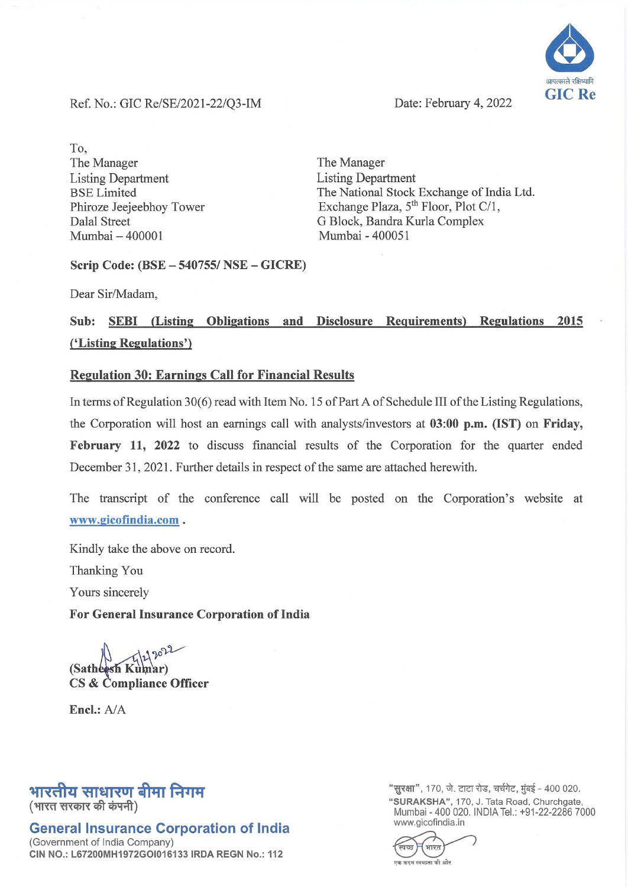GIC Re

आपत्काले रक्षिष्यामि

Ref. No.: GIC Re/SE/2021-22/Q3-IM

Date: February 4, 2022

To,

The Manager
Listing Department
BSE Limited
Phiroze Jeejeebhoy Tower
Dalal Street
Mumbai – 400001

The Manager
Listing Department
The National Stock Exchange of India Ltd.
Exchange Plaza, 5th Floor, Plot C/1,
G Block, Bandra Kurla Complex
Mumbai - 400051

**Scrip Code: (BSE – 540755/ NSE – GICRE)**

Dear Sir/Madam,

**Sub: SEBI (Listing Obligations and Disclosure Requirements) Regulations 2015 ('Listing Regulations')**

**Regulation 30: Earnings Call for Financial Results**

In terms of Regulation 30(6) read with Item No. 15 of Part A of Schedule III of the Listing Regulations, the Corporation will host an earnings call with analysts/investors at **03:00 p.m. (IST)** on **Friday, February 11, 2022** to discuss financial results of the Corporation for the quarter ended December 31, 2021. Further details in respect of the same are attached herewith.

The transcript of the conference call will be posted on the Corporation's website at www.gicofindia.com .

Kindly take the above on record.

Thanking You

Yours sincerely

**For General Insurance Corporation of India**

5/2/2022

**(Satheesh Kumar)**
**CS & Compliance Officer**

**Encl.: A/A**

भारतीय साधारण बीमा निगम
(भारत सरकार की कंपनी)

**General Insurance Corporation of India**
(Government of India Company)
**CIN NO.: L67200MH1972GOI016133 IRDA REGN No.: 112**

"सुरक्षा", 170, जे. टाटा रोड, चर्चगेट, मुंबई - 400 020.
**"SURAKSHA"**, 170, J. Tata Road, Churchgate, Mumbai - 400 020. INDIA Tel.: +91-22-2286 7000
www.gicofindia.in

स्वच्छ भारत
एक कदम स्वच्छता की ओर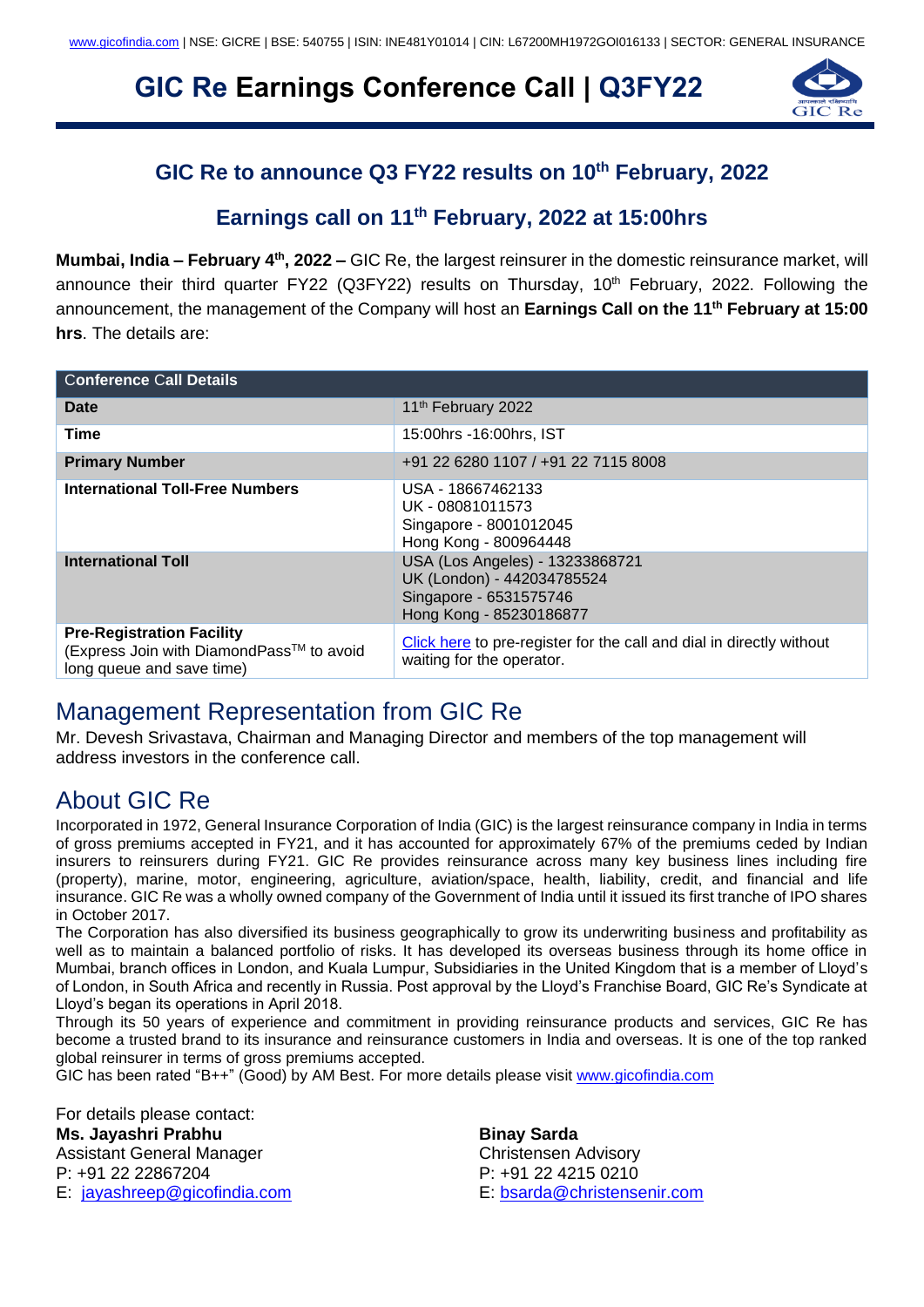www.gicofindia.com | NSE: GICRE | BSE: 540755 | ISIN: INE481Y01014 | CIN: L67200MH1972GOI016133 | SECTOR: GENERAL INSURANCE

# GIC Re Earnings Conference Call | Q3FY22

## GIC Re to announce Q3 FY22 results on 10th February, 2022

## Earnings call on 11th February, 2022 at 15:00hrs

**Mumbai, India – February 4th, 2022 –** GIC Re, the largest reinsurer in the domestic reinsurance market, will announce their third quarter FY22 (Q3FY22) results on Thursday, 10th February, 2022. Following the announcement, the management of the Company will host an **Earnings Call on the 11th February at 15:00 hrs**. The details are:

| Conference Call Details | |
|---|---|
| **Date** | 11th February 2022 |
| **Time** | 15:00hrs -16:00hrs, IST |
| **Primary Number** | +91 22 6280 1107 / +91 22 7115 8008 |
| **International Toll-Free Numbers** | USA - 18667462133<br>UK - 08081011573<br>Singapore - 8001012045<br>Hong Kong - 800964448 |
| **International Toll** | USA (Los Angeles) - 13233868721<br>UK (London) - 442034785524<br>Singapore - 6531575746<br>Hong Kong - 85230186877 |
| **Pre-Registration Facility**<br>(Express Join with DiamondPass™ to avoid long queue and save time) | Click here to pre-register for the call and dial in directly without waiting for the operator. |

## Management Representation from GIC Re

Mr. Devesh Srivastava, Chairman and Managing Director and members of the top management will address investors in the conference call.

## About GIC Re

Incorporated in 1972, General Insurance Corporation of India (GIC) is the largest reinsurance company in India in terms of gross premiums accepted in FY21, and it has accounted for approximately 67% of the premiums ceded by Indian insurers to reinsurers during FY21. GIC Re provides reinsurance across many key business lines including fire (property), marine, motor, engineering, agriculture, aviation/space, health, liability, credit, and financial and life insurance. GIC Re was a wholly owned company of the Government of India until it issued its first tranche of IPO shares in October 2017.

The Corporation has also diversified its business geographically to grow its underwriting business and profitability as well as to maintain a balanced portfolio of risks. It has developed its overseas business through its home office in Mumbai, branch offices in London, and Kuala Lumpur, Subsidiaries in the United Kingdom that is a member of Lloyd's of London, in South Africa and recently in Russia. Post approval by the Lloyd's Franchise Board, GIC Re's Syndicate at Lloyd's began its operations in April 2018.

Through its 50 years of experience and commitment in providing reinsurance products and services, GIC Re has become a trusted brand to its insurance and reinsurance customers in India and overseas. It is one of the top ranked global reinsurer in terms of gross premiums accepted.

GIC has been rated "B++" (Good) by AM Best. For more details please visit www.gicofindia.com

For details please contact:

**Ms. Jayashri Prabhu**
Assistant General Manager
P: +91 22 22867204
E: jayashreep@gicofindia.com

**Binay Sarda**
Christensen Advisory
P: +91 22 4215 0210
E: bsarda@christensenir.com